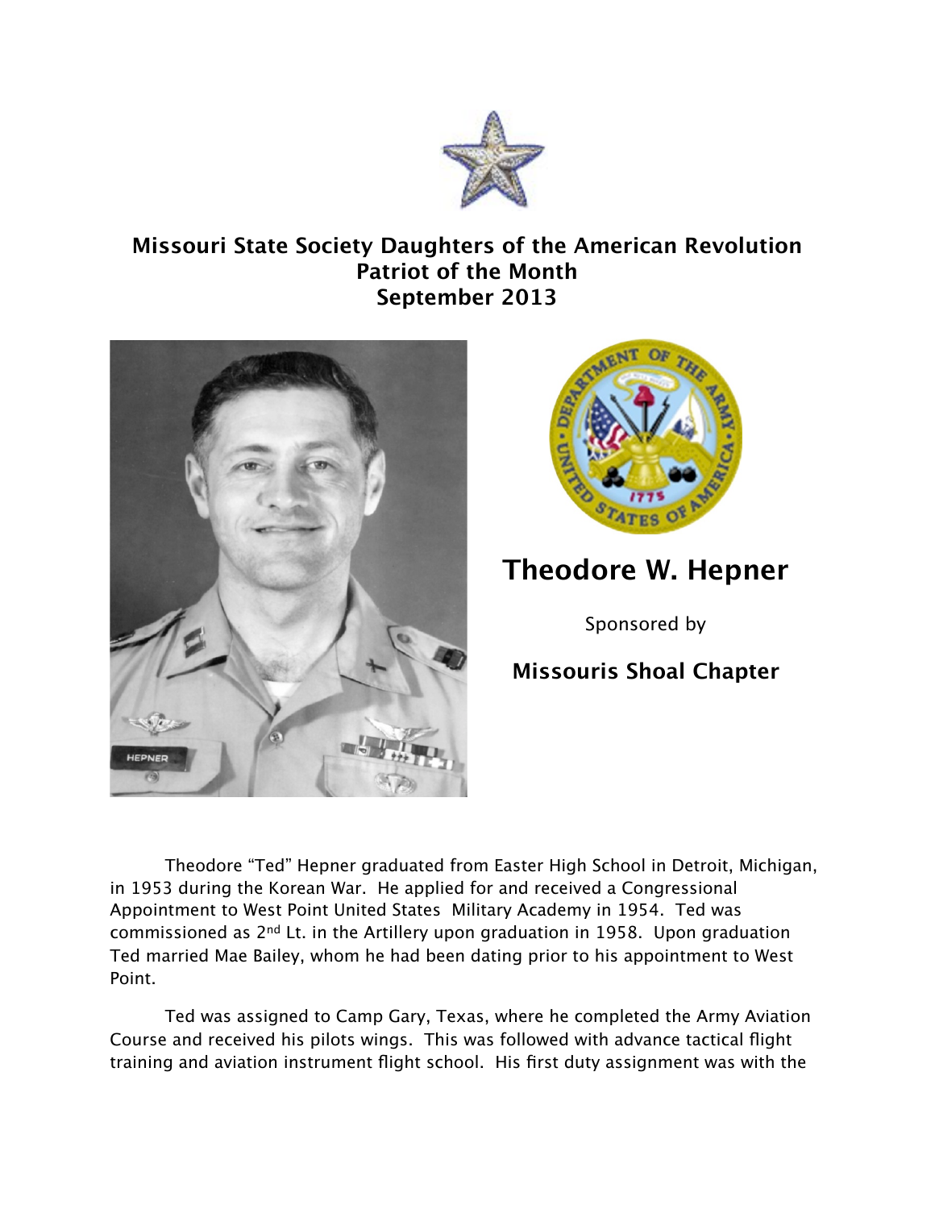**Missouri State Society Daughters of the American Revolution**
**Patriot of the Month**
**September 2013**

# Theodore W. Hepner

Sponsored by

**Missouris Shoal Chapter**

Theodore "Ted" Hepner graduated from Easter High School in Detroit, Michigan, in 1953 during the Korean War. He applied for and received a Congressional Appointment to West Point United States Military Academy in 1954. Ted was commissioned as 2nd Lt. in the Artillery upon graduation in 1958. Upon graduation Ted married Mae Bailey, whom he had been dating prior to his appointment to West Point.

Ted was assigned to Camp Gary, Texas, where he completed the Army Aviation Course and received his pilots wings. This was followed with advance tactical flight training and aviation instrument flight school. His first duty assignment was with the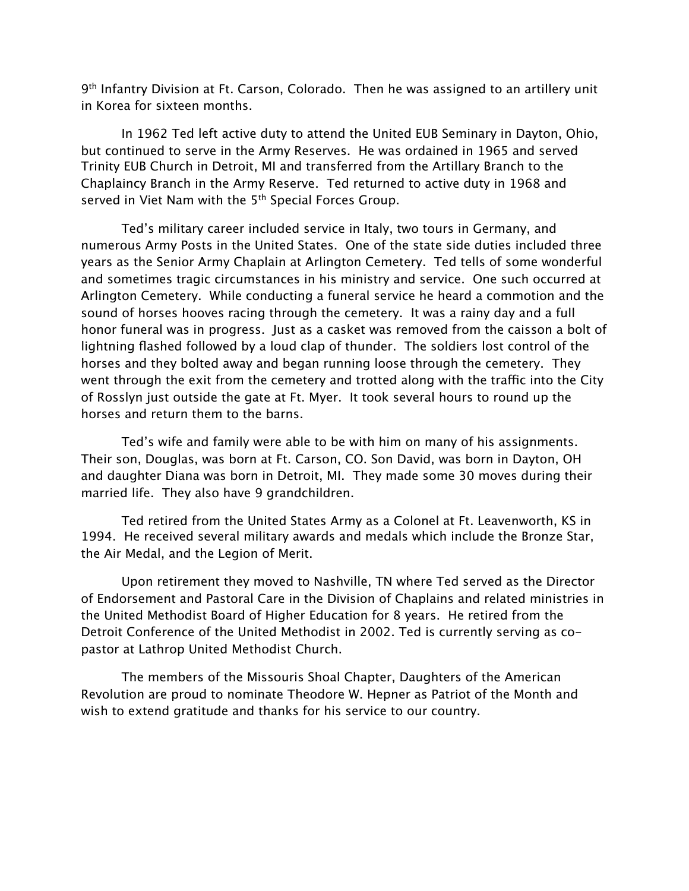9th Infantry Division at Ft. Carson, Colorado. Then he was assigned to an artillery unit in Korea for sixteen months.

In 1962 Ted left active duty to attend the United EUB Seminary in Dayton, Ohio, but continued to serve in the Army Reserves. He was ordained in 1965 and served Trinity EUB Church in Detroit, MI and transferred from the Artillary Branch to the Chaplaincy Branch in the Army Reserve. Ted returned to active duty in 1968 and served in Viet Nam with the 5th Special Forces Group.

Ted's military career included service in Italy, two tours in Germany, and numerous Army Posts in the United States. One of the state side duties included three years as the Senior Army Chaplain at Arlington Cemetery. Ted tells of some wonderful and sometimes tragic circumstances in his ministry and service. One such occurred at Arlington Cemetery. While conducting a funeral service he heard a commotion and the sound of horses hooves racing through the cemetery. It was a rainy day and a full honor funeral was in progress. Just as a casket was removed from the caisson a bolt of lightning flashed followed by a loud clap of thunder. The soldiers lost control of the horses and they bolted away and began running loose through the cemetery. They went through the exit from the cemetery and trotted along with the traffic into the City of Rosslyn just outside the gate at Ft. Myer. It took several hours to round up the horses and return them to the barns.

Ted's wife and family were able to be with him on many of his assignments. Their son, Douglas, was born at Ft. Carson, CO. Son David, was born in Dayton, OH and daughter Diana was born in Detroit, MI. They made some 30 moves during their married life. They also have 9 grandchildren.

Ted retired from the United States Army as a Colonel at Ft. Leavenworth, KS in 1994. He received several military awards and medals which include the Bronze Star, the Air Medal, and the Legion of Merit.

Upon retirement they moved to Nashville, TN where Ted served as the Director of Endorsement and Pastoral Care in the Division of Chaplains and related ministries in the United Methodist Board of Higher Education for 8 years. He retired from the Detroit Conference of the United Methodist in 2002. Ted is currently serving as co-pastor at Lathrop United Methodist Church.

The members of the Missouris Shoal Chapter, Daughters of the American Revolution are proud to nominate Theodore W. Hepner as Patriot of the Month and wish to extend gratitude and thanks for his service to our country.